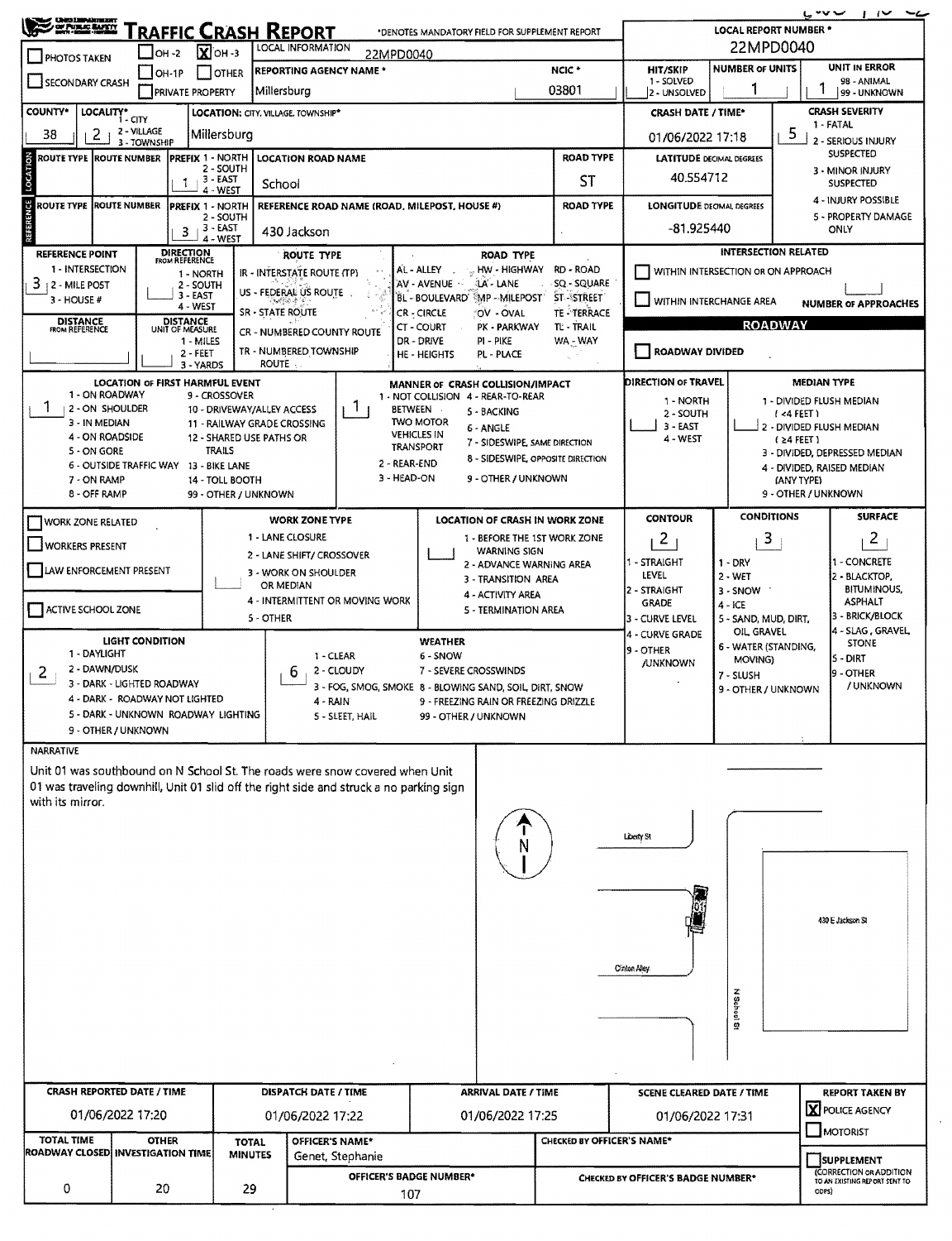# Traffic Crash Report

*DENOTES MANDATORY FIELD FOR SUPPLEMENT REPORT

| Field | Value |
|---|---|
| PHOTOS TAKEN | ☐ |
| SECONDARY CRASH | ☐ |
| OH -2 / OH -3 / OH-1P / OTHER / PRIVATE PROPERTY | [X] OH -3 |
| LOCAL INFORMATION | 22MPD0040 |
| REPORTING AGENCY NAME * | Millersburg |
| NCIC * | 03801 |
| LOCAL REPORT NUMBER * | 22MPD0040 |
| HIT/SKIP (1 - SOLVED, 2 - UNSOLVED) | |
| NUMBER OF UNITS | 1 |
| UNIT IN ERROR (98 - ANIMAL, 99 - UNKNOWN) | 1 |
| COUNTY* | 38 |
| LOCALITY* (1 - CITY, 2 - VILLAGE, 3 - TOWNSHIP) | 2 |
| LOCATION: CITY, VILLAGE, TOWNSHIP* | Millersburg |
| CRASH DATE / TIME* | 01/06/2022 17:18 |
| CRASH SEVERITY (1 - FATAL, 2 - SERIOUS INJURY SUSPECTED, 3 - MINOR INJURY SUSPECTED, 4 - INJURY POSSIBLE, 5 - PROPERTY DAMAGE ONLY) | 5 |

## Location

| ROUTE TYPE | ROUTE NUMBER | PREFIX (1 - NORTH, 2 - SOUTH, 3 - EAST, 4 - WEST) | LOCATION ROAD NAME | ROAD TYPE |
|---|---|---|---|---|
| | | 1 | School | ST |

| ROUTE TYPE | ROUTE NUMBER | PREFIX (1 - NORTH, 2 - SOUTH, 3 - EAST, 4 - WEST) | REFERENCE ROAD NAME (ROAD, MILEPOST, HOUSE #) | ROAD TYPE |
|---|---|---|---|---|
| | | 3 | 430 Jackson | |

- LATITUDE DECIMAL DEGREES: 40.554712
- LONGITUDE DECIMAL DEGREES: -81.925440

| Field | Value |
|---|---|
| REFERENCE POINT (1 - INTERSECTION, 2 - MILE POST, 3 - HOUSE #) | 3 |
| DIRECTION FROM REFERENCE (1 - NORTH, 2 - SOUTH, 3 - EAST, 4 - WEST) | |
| DISTANCE FROM REFERENCE | |
| DISTANCE UNIT OF MEASURE (1 - MILES, 2 - FEET, 3 - YARDS) | |

ROUTE TYPE: IR - INTERSTATE ROUTE (TP); US - FEDERAL US ROUTE; SR - STATE ROUTE; CR - NUMBERED COUNTY ROUTE; TR - NUMBERED TOWNSHIP ROUTE

ROAD TYPE: AL - ALLEY; AV - AVENUE; BL - BOULEVARD; CR - CIRCLE; CT - COURT; DR - DRIVE; HE - HEIGHTS; HW - HIGHWAY; LA - LANE; MP - MILEPOST; OV - OVAL; PK - PARKWAY; PI - PIKE; PL - PLACE; RD - ROAD; SQ - SQUARE; ST - STREET; TE - TERRACE; TL - TRAIL; WA - WAY

## Intersection Related

- ☐ WITHIN INTERSECTION OR ON APPROACH
- ☐ WITHIN INTERCHANGE AREA
- NUMBER OF APPROACHES:

## Roadway

- ☐ ROADWAY DIVIDED

| Field | Value |
|---|---|
| LOCATION OF FIRST HARMFUL EVENT (1 - ON ROADWAY, 2 - ON SHOULDER, 3 - IN MEDIAN, 4 - ON ROADSIDE, 5 - ON GORE, 6 - OUTSIDE TRAFFIC WAY, 7 - ON RAMP, 8 - OFF RAMP, 9 - CROSSOVER, 10 - DRIVEWAY/ALLEY ACCESS, 11 - RAILWAY GRADE CROSSING, 12 - SHARED USE PATHS OR TRAILS, 13 - BIKE LANE, 14 - TOLL BOOTH, 99 - OTHER / UNKNOWN) | 1 |
| MANNER OF CRASH COLLISION/IMPACT (1 - NOT COLLISION BETWEEN TWO MOTOR VEHICLES IN TRANSPORT, 2 - REAR-END, 3 - HEAD-ON, 4 - REAR-TO-REAR, 5 - BACKING, 6 - ANGLE, 7 - SIDESWIPE, SAME DIRECTION, 8 - SIDESWIPE, OPPOSITE DIRECTION, 9 - OTHER / UNKNOWN) | 1 |
| DIRECTION OF TRAVEL (1 - NORTH, 2 - SOUTH, 3 - EAST, 4 - WEST) | |
| MEDIAN TYPE (1 - DIVIDED FLUSH MEDIAN (<4 FEET), 2 - DIVIDED FLUSH MEDIAN (≥4 FEET), 3 - DIVIDED, DEPRESSED MEDIAN, 4 - DIVIDED, RAISED MEDIAN (ANY TYPE), 9 - OTHER / UNKNOWN) | |

## Work Zone

- ☐ WORK ZONE RELATED
- ☐ WORKERS PRESENT
- ☐ LAW ENFORCEMENT PRESENT
- ☐ ACTIVE SCHOOL ZONE

| Field | Value |
|---|---|
| WORK ZONE TYPE (1 - LANE CLOSURE, 2 - LANE SHIFT/ CROSSOVER, 3 - WORK ON SHOULDER OR MEDIAN, 4 - INTERMITTENT OR MOVING WORK, 5 - OTHER) | |
| LOCATION OF CRASH IN WORK ZONE (1 - BEFORE THE 1ST WORK ZONE WARNING SIGN, 2 - ADVANCE WARNING AREA, 3 - TRANSITION AREA, 4 - ACTIVITY AREA, 5 - TERMINATION AREA) | |

## Conditions

| Field | Value |
|---|---|
| CONTOUR (1 - STRAIGHT LEVEL, 2 - STRAIGHT GRADE, 3 - CURVE LEVEL, 4 - CURVE GRADE, 9 - OTHER /UNKNOWN) | 2 |
| CONDITIONS (1 - DRY, 2 - WET, 3 - SNOW, 4 - ICE, 5 - SAND, MUD, DIRT, OIL, GRAVEL, 6 - WATER (STANDING, MOVING), 7 - SLUSH, 9 - OTHER / UNKNOWN) | 3 |
| SURFACE (1 - CONCRETE, 2 - BLACKTOP, BITUMINOUS, ASPHALT, 3 - BRICK/BLOCK, 4 - SLAG, GRAVEL, STONE, 5 - DIRT, 9 - OTHER / UNKNOWN) | 2 |
| LIGHT CONDITION (1 - DAYLIGHT, 2 - DAWN/DUSK, 3 - DARK - LIGHTED ROADWAY, 4 - DARK - ROADWAY NOT LIGHTED, 5 - DARK - UNKNOWN ROADWAY LIGHTING, 9 - OTHER / UNKNOWN) | 2 |
| WEATHER (1 - CLEAR, 2 - CLOUDY, 3 - FOG, SMOG, SMOKE, 4 - RAIN, 5 - SLEET, HAIL, 6 - SNOW, 7 - SEVERE CROSSWINDS, 8 - BLOWING SAND, SOIL, DIRT, SNOW, 9 - FREEZING RAIN OR FREEZING DRIZZLE, 99 - OTHER / UNKNOWN) | 6 |

## Narrative

Unit 01 was southbound on N School St. The roads were snow covered when Unit 01 was traveling downhill, Unit 01 slid off the right side and struck a no parking sign with its mirror.

Diagram labels: N; Liberty St; 01; 430 E Jackson St; Clinton Alley; N School St

| CRASH REPORTED DATE / TIME | DISPATCH DATE / TIME | ARRIVAL DATE / TIME | SCENE CLEARED DATE / TIME | REPORT TAKEN BY |
|---|---|---|---|---|
| 01/06/2022 17:20 | 01/06/2022 17:22 | 01/06/2022 17:25 | 01/06/2022 17:31 | [X] POLICE AGENCY ☐ MOTORIST |

| TOTAL TIME ROADWAY CLOSED | OTHER INVESTIGATION TIME | TOTAL MINUTES | OFFICER'S NAME* | OFFICER'S BADGE NUMBER* | CHECKED BY OFFICER'S NAME* | CHECKED BY OFFICER'S BADGE NUMBER* |
|---|---|---|---|---|---|---|
| 0 | 20 | 29 | Genet, Stephanie | 107 | | |

☐ SUPPLEMENT (CORRECTION OR ADDITION TO AN EXISTING REPORT SENT TO ODPS)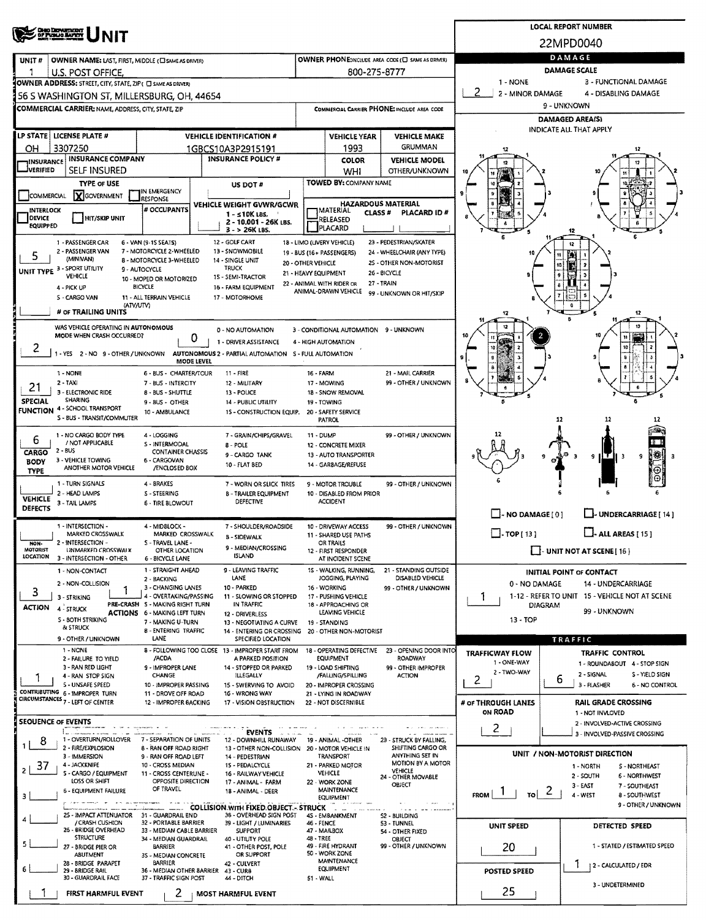# UNIT

**LOCAL REPORT NUMBER:** 22MPD0040

| UNIT # | OWNER NAME: LAST, FIRST, MIDDLE ( ☐ SAME AS DRIVER) | OWNER PHONE: INCLUDE AREA CODE ( ☐ SAME AS DRIVER) |
|---|---|---|
| 1 | U.S. POST OFFICE, | 800-275-8777 |

**OWNER ADDRESS:** STREET, CITY, STATE, ZIP ( ☐ SAME AS DRIVER)
56 S WASHINGTON ST, MILLERSBURG, OH, 44654

**COMMERCIAL CARRIER:** NAME, ADDRESS, CITY, STATE, ZIP | **COMMERCIAL CARRIER PHONE:** INCLUDE AREA CODE

| LP STATE | LICENSE PLATE # | VEHICLE IDENTIFICATION # | VEHICLE YEAR | VEHICLE MAKE |
|---|---|---|---|---|
| OH | 3307250 | 1GBCS10A3P2915191 | 1993 | GRUMMAN |

| INSURANCE VERIFIED | INSURANCE COMPANY | INSURANCE POLICY # | COLOR | VEHICLE MODEL |
|---|---|---|---|---|
| ☐ | SELF INSURED | | WHI | OTHER/UNKNOWN |

**TYPE OF USE:** ☐ COMMERCIAL ☒ GOVERNMENT ☐ IN EMERGENCY RESPONSE
**US DOT #:**
**TOWED BY:** COMPANY NAME
☐ INTERLOCK DEVICE EQUIPPED ☐ HIT/SKIP UNIT
**# OCCUPANTS:**
**VEHICLE WEIGHT GVWR/GCWR:** 1 - ≤10K LBS. 2 - 10,001 - 26K LBS. 3 - > 26K LBS.
**HAZARDOUS MATERIAL:** ☐ MATERIAL RELEASED ☐ PLACARD | CLASS # | PLACARD ID #

**UNIT TYPE:** 5
1 - PASSENGER CAR; 2 - PASSENGER VAN (MINIVAN); 3 - SPORT UTILITY VEHICLE; 4 - PICK UP; 5 - CARGO VAN; 6 - VAN (9-15 SEATS); 7 - MOTORCYCLE 2-WHEELED; 8 - MOTORCYCLE 3-WHEELED; 9 - AUTOCYCLE; 10 - MOPED OR MOTORIZED BICYCLE; 11 - ALL TERRAIN VEHICLE (ATV/UTV); 12 - GOLF CART; 13 - SNOWMOBILE; 14 - SINGLE UNIT TRUCK; 15 - SEMI-TRACTOR; 16 - FARM EQUIPMENT; 17 - MOTORHOME; 18 - LIMO (LIVERY VEHICLE); 19 - BUS (16+ PASSENGERS); 20 - OTHER VEHICLE; 21 - HEAVY EQUIPMENT; 22 - ANIMAL WITH RIDER OR ANIMAL-DRAWN VEHICLE; 23 - PEDESTRIAN/SKATER; 24 - WHEELCHAIR (ANY TYPE); 25 - OTHER NON-MOTORIST; 26 - BICYCLE; 27 - TRAIN; 99 - UNKNOWN OR HIT/SKIP

**# OF TRAILING UNITS:**

**WAS VEHICLE OPERATING IN AUTONOMOUS MODE WHEN CRASH OCCURRED?** 2
1 - YES 2 - NO 9 - OTHER / UNKNOWN

**AUTONOMOUS MODE LEVEL:** 0
0 - NO AUTOMATION; 1 - DRIVER ASSISTANCE; 2 - PARTIAL AUTOMATION; 3 - CONDITIONAL AUTOMATION; 4 - HIGH AUTOMATION; 5 - FULL AUTOMATION; 9 - UNKNOWN

**SPECIAL FUNCTION:** 21
1 - NONE; 2 - TAXI; 3 - ELECTRONIC RIDE SHARING; 4 - SCHOOL TRANSPORT; 5 - BUS - TRANSIT/COMMUTER; 6 - BUS - CHARTER/TOUR; 7 - BUS - INTERCITY; 8 - BUS - SHUTTLE; 9 - BUS - OTHER; 10 - AMBULANCE; 11 - FIRE; 12 - MILITARY; 13 - POLICE; 14 - PUBLIC UTILITY; 15 - CONSTRUCTION EQUIP.; 16 - FARM; 17 - MOWING; 18 - SNOW REMOVAL; 19 - TOWING; 20 - SAFETY SERVICE PATROL; 21 - MAIL CARRIER; 99 - OTHER / UNKNOWN

**CARGO BODY TYPE:** 6
1 - NO CARGO BODY TYPE / NOT APPLICABLE; 2 - BUS; 3 - VEHICLE TOWING ANOTHER MOTOR VEHICLE; 4 - LOGGING; 5 - INTERMODAL CONTAINER CHASSIS; 6 - CARGOVAN /ENCLOSED BOX; 7 - GRAIN/CHIPS/GRAVEL; 8 - POLE; 9 - CARGO TANK; 10 - FLAT BED; 11 - DUMP; 12 - CONCRETE MIXER; 13 - AUTO TRANSPORTER; 14 - GARBAGE/REFUSE; 99 - OTHER / UNKNOWN

**VEHICLE DEFECTS:**
1 - TURN SIGNALS; 2 - HEAD LAMPS; 3 - TAIL LAMPS; 4 - BRAKES; 5 - STEERING; 6 - TIRE BLOWOUT; 7 - WORN OR SLICK TIRES; 8 - TRAILER EQUIPMENT DEFECTIVE; 9 - MOTOR TROUBLE; 10 - DISABLED FROM PRIOR ACCIDENT; 99 - OTHER / UNKNOWN

**NON-MOTORIST LOCATION:**
1 - INTERSECTION - MARKED CROSSWALK; 2 - INTERSECTION - UNMARKED CROSSWALK; 3 - INTERSECTION - OTHER; 4 - MIDBLOCK - MARKED CROSSWALK; 5 - TRAVEL LANE - OTHER LOCATION; 6 - BICYCLE LANE; 7 - SHOULDER/ROADSIDE; 8 - SIDEWALK; 9 - MEDIAN/CROSSING ISLAND; 10 - DRIVEWAY ACCESS; 11 - SHARED USE PATHS OR TRAILS; 12 - FIRST RESPONDER AT INCIDENT SCENE; 99 - OTHER / UNKNOWN

**ACTION:** 3
1 - NON-CONTACT; 2 - NON-COLLISION; 3 - STRIKING; 4 - STRUCK; 5 - BOTH STRIKING & STRUCK; 9 - OTHER / UNKNOWN

**PRE-CRASH ACTIONS:** 1
1 - STRAIGHT AHEAD; 2 - BACKING; 3 - CHANGING LANES; 4 - OVERTAKING/PASSING; 5 - MAKING RIGHT TURN; 6 - MAKING LEFT TURN; 7 - MAKING U-TURN; 8 - ENTERING TRAFFIC LANE; 9 - LEAVING TRAFFIC LANE; 10 - PARKED; 11 - SLOWING OR STOPPED IN TRAFFIC; 12 - DRIVERLESS; 13 - NEGOTIATING A CURVE; 14 - ENTERING OR CROSSING SPECIFIED LOCATION; 15 - WALKING, RUNNING, JOGGING, PLAYING; 16 - WORKING; 17 - PUSHING VEHICLE; 18 - APPROACHING OR LEAVING VEHICLE; 19 - STANDING; 20 - OTHER NON-MOTORIST; 21 - STANDING OUTSIDE DISABLED VEHICLE; 99 - OTHER / UNKNOWN

**CONTRIBUTING CIRCUMSTANCES:** 1
1 - NONE; 2 - FAILURE TO YIELD; 3 - RAN RED LIGHT; 4 - RAN STOP SIGN; 5 - UNSAFE SPEED; 6 - IMPROPER TURN; 7 - LEFT OF CENTER; 8 - FOLLOWING TOO CLOSE /ACDA; 9 - IMPROPER LANE CHANGE; 10 - IMPROPER PASSING; 11 - DROVE OFF ROAD; 12 - IMPROPER BACKING; 13 - IMPROPER START FROM A PARKED POSITION; 14 - STOPPED OR PARKED ILLEGALLY; 15 - SWERVING TO AVOID; 16 - WRONG WAY; 17 - VISION OBSTRUCTION; 18 - OPERATING DEFECTIVE EQUIPMENT; 19 - LOAD SHIFTING /FALLING/SPILLING; 20 - IMPROPER CROSSING; 21 - LYING IN ROADWAY; 22 - NOT DISCERNIBLE; 23 - OPENING DOOR INTO ROADWAY; 99 - OTHER IMPROPER ACTION

## SEQUENCE OF EVENTS

| # | Event |
|---|---|
| 1 | 8 |
| 2 | 37 |
| 3 | |
| 4 | |
| 5 | |
| 6 | |

**EVENTS:** 1 - OVERTURN/ROLLOVER; 2 - FIRE/EXPLOSION; 3 - IMMERSION; 4 - JACKKNIFE; 5 - CARGO / EQUIPMENT LOSS OR SHIFT; 6 - EQUIPMENT FAILURE; 7 - SEPARATION OF UNITS; 8 - RAN OFF ROAD RIGHT; 9 - RAN OFF ROAD LEFT; 10 - CROSS MEDIAN; 11 - CROSS CENTERLINE - OPPOSITE DIRECTION OF TRAVEL; 12 - DOWNHILL RUNAWAY; 13 - OTHER NON-COLLISION; 14 - PEDESTRIAN; 15 - PEDALCYCLE; 16 - RAILWAY VEHICLE; 17 - ANIMAL - FARM; 18 - ANIMAL - DEER; 19 - ANIMAL -OTHER; 20 - MOTOR VEHICLE IN TRANSPORT; 21 - PARKED MOTOR VEHICLE; 22 - WORK ZONE MAINTENANCE EQUIPMENT; 23 - STRUCK BY FALLING, SHIFTING CARGO OR ANYTHING SET IN MOTION BY A MOTOR VEHICLE; 24 - OTHER MOVABLE OBJECT

**COLLISION WITH FIXED OBJECT - STRUCK:** 25 - IMPACT ATTENUATOR / CRASH CUSHION; 26 - BRIDGE OVERHEAD STRUCTURE; 27 - BRIDGE PIER OR ABUTMENT; 28 - BRIDGE PARAPET; 29 - BRIDGE RAIL; 30 - GUARDRAIL FACE; 31 - GUARDRAIL END; 32 - PORTABLE BARRIER; 33 - MEDIAN CABLE BARRIER; 34 - MEDIAN GUARDRAIL BARRIER; 35 - MEDIAN CONCRETE BARRIER; 36 - MEDIAN OTHER BARRIER; 37 - TRAFFIC SIGN POST; 38 - OVERHEAD SIGN POST; 39 - LIGHT / LUMINARIES SUPPORT; 40 - UTILITY POLE; 41 - OTHER POST, POLE OR SUPPORT; 42 - CULVERT; 43 - CURB; 44 - DITCH; 45 - EMBANKMENT; 46 - FENCE; 47 - MAILBOX; 48 - TREE; 49 - FIRE HYDRANT; 50 - WORK ZONE MAINTENANCE EQUIPMENT; 51 - WALL; 52 - BUILDING; 53 - TUNNEL; 54 - OTHER FIXED OBJECT; 99 - OTHER / UNKNOWN

**FIRST HARMFUL EVENT:** 1 | **MOST HARMFUL EVENT:** 2

## DAMAGE

**DAMAGE SCALE:** 2
1 - NONE; 2 - MINOR DAMAGE; 3 - FUNCTIONAL DAMAGE; 4 - DISABLING DAMAGE; 9 - UNKNOWN

**DAMAGED AREA(S)** INDICATE ALL THAT APPLY: 2

☐ - NO DAMAGE [ 0 ] ☐ - UNDERCARRIAGE [ 14 ]
☐ - TOP [ 13 ] ☐ - ALL AREAS [ 15 ]
☐ - UNIT NOT AT SCENE [ 16 ]

**INITIAL POINT OF CONTACT:** 1
0 - NO DAMAGE; 1-12 - REFER TO UNIT DIAGRAM; 13 - TOP; 14 - UNDERCARRIAGE; 15 - VEHICLE NOT AT SCENE; 99 - UNKNOWN

## TRAFFIC

**TRAFFICWAY FLOW:** 2
1 - ONE-WAY; 2 - TWO-WAY

**TRAFFIC CONTROL:** 6
1 - ROUNDABOUT; 2 - SIGNAL; 3 - FLASHER; 4 - STOP SIGN; 5 - YIELD SIGN; 6 - NO CONTROL

**# OF THROUGH LANES ON ROAD:** 2

**RAIL GRADE CROSSING:**
1 - NOT INVLOVED; 2 - INVOLVED-ACTIVE CROSSING; 3 - INVOLVED-PASSIVE CROSSING

**UNIT / NON-MOTORIST DIRECTION:** FROM 1 TO 2
1 - NORTH; 2 - SOUTH; 3 - EAST; 4 - WEST; 5 - NORTHEAST; 6 - NORTHWEST; 7 - SOUTHEAST; 8 - SOUTHWEST; 9 - OTHER / UNKNOWN

**UNIT SPEED:** 20
**POSTED SPEED:** 25

**DETECTED SPEED:** 1
1 - STATED / ESTIMATED SPEED; 2 - CALCULATED / EDR; 3 - UNDETERMINED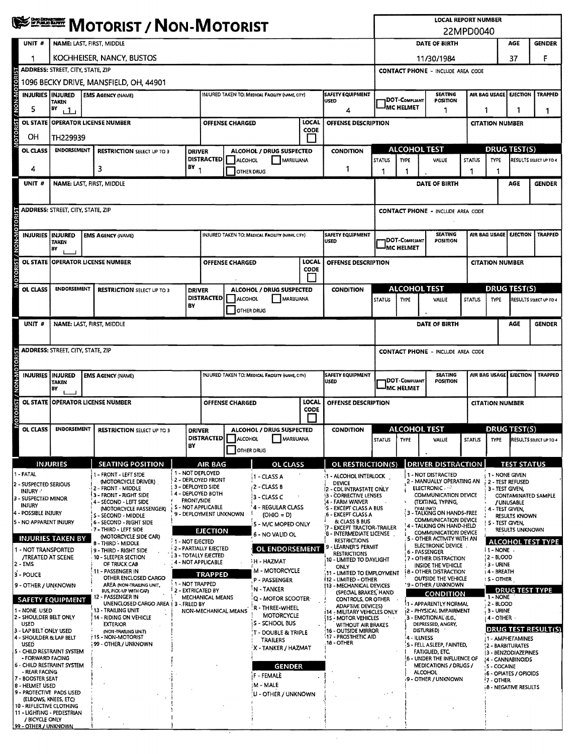# MOTORIST / NON-MOTORIST

**LOCAL REPORT NUMBER:** 22MPD0040

## MOTORIST / NON-MOTORIST (Unit 1)

| UNIT # | NAME: LAST, FIRST, MIDDLE | DATE OF BIRTH | AGE | GENDER |
|---|---|---|---|---|
| 1 | KOCHHEISER, NANCY, BUSTOS | 11/30/1984 | 37 | F |

| ADDRESS: STREET, CITY, STATE, ZIP | CONTACT PHONE - INCLUDE AREA CODE |
|---|---|
| 1096 BECKY DRIVE, MANSFIELD, OH, 44901 | |

| INJURIES | INJURED TAKEN BY | EMS AGENCY (NAME) | INJURED TAKEN TO: MEDICAL FACILITY (NAME, CITY) | SAFETY EQUIPMENT USED | DOT-COMPLIANT MC HELMET | SEATING POSITION | AIR BAG USAGE | EJECTION | TRAPPED |
|---|---|---|---|---|---|---|---|---|---|
| 5 | 1 | | | 4 | | 1 | 1 | 1 | 1 |

| OL STATE | OPERATOR LICENSE NUMBER | OFFENSE CHARGED | LOCAL CODE | OFFENSE DESCRIPTION | CITATION NUMBER |
|---|---|---|---|---|---|
| OH | TH229939 | | | | |

| OL CLASS | ENDORSEMENT | RESTRICTION SELECT UP TO 3 | DRIVER DISTRACTED BY | ALCOHOL / DRUG SUSPECTED | CONDITION | ALCOHOL TEST STATUS | ALCOHOL TEST TYPE | ALCOHOL TEST VALUE | DRUG TEST STATUS | DRUG TEST TYPE | RESULTS SELECT UP TO 4 |
|---|---|---|---|---|---|---|---|---|---|---|---|
| 4 | | 3 | 1 | ☐ ALCOHOL ☐ MARIJUANA ☐ OTHER DRUG | 1 | 1 | 1 | . | 1 | 1 | |

## MOTORIST / NON-MOTORIST (Unit —)

| UNIT # | NAME: LAST, FIRST, MIDDLE | DATE OF BIRTH | AGE | GENDER |
|---|---|---|---|---|
| | | | | |

| ADDRESS: STREET, CITY, STATE, ZIP | CONTACT PHONE - INCLUDE AREA CODE |
|---|---|
| | |

| INJURIES | INJURED TAKEN BY | EMS AGENCY (NAME) | INJURED TAKEN TO: MEDICAL FACILITY (NAME, CITY) | SAFETY EQUIPMENT USED | DOT-COMPLIANT MC HELMET | SEATING POSITION | AIR BAG USAGE | EJECTION | TRAPPED |
|---|---|---|---|---|---|---|---|---|---|
| | | | | | | | | | |

| OL STATE | OPERATOR LICENSE NUMBER | OFFENSE CHARGED | LOCAL CODE | OFFENSE DESCRIPTION | CITATION NUMBER |
|---|---|---|---|---|---|
| | | | | | |

| OL CLASS | ENDORSEMENT | RESTRICTION SELECT UP TO 3 | DRIVER DISTRACTED BY | ALCOHOL / DRUG SUSPECTED | CONDITION | ALCOHOL TEST STATUS | ALCOHOL TEST TYPE | ALCOHOL TEST VALUE | DRUG TEST STATUS | DRUG TEST TYPE | RESULTS SELECT UP TO 4 |
|---|---|---|---|---|---|---|---|---|---|---|---|
| | | | | ☐ ALCOHOL ☐ MARIJUANA ☐ OTHER DRUG | | | | | | | |

## MOTORIST / NON-MOTORIST (Unit —)

| UNIT # | NAME: LAST, FIRST, MIDDLE | DATE OF BIRTH | AGE | GENDER |
|---|---|---|---|---|
| | | | | |

| ADDRESS: STREET, CITY, STATE, ZIP | CONTACT PHONE - INCLUDE AREA CODE |
|---|---|
| | |

| INJURIES | INJURED TAKEN BY | EMS AGENCY (NAME) | INJURED TAKEN TO: MEDICAL FACILITY (NAME, CITY) | SAFETY EQUIPMENT USED | DOT-COMPLIANT MC HELMET | SEATING POSITION | AIR BAG USAGE | EJECTION | TRAPPED |
|---|---|---|---|---|---|---|---|---|---|
| | | | | | | | | | |

| OL STATE | OPERATOR LICENSE NUMBER | OFFENSE CHARGED | LOCAL CODE | OFFENSE DESCRIPTION | CITATION NUMBER |
|---|---|---|---|---|---|
| | | | | | |

| OL CLASS | ENDORSEMENT | RESTRICTION SELECT UP TO 3 | DRIVER DISTRACTED BY | ALCOHOL / DRUG SUSPECTED | CONDITION | ALCOHOL TEST STATUS | ALCOHOL TEST TYPE | ALCOHOL TEST VALUE | DRUG TEST STATUS | DRUG TEST TYPE | RESULTS SELECT UP TO 4 |
|---|---|---|---|---|---|---|---|---|---|---|---|
| | | | | ☐ ALCOHOL ☐ MARIJUANA ☐ OTHER DRUG | | | | | | | |

## Code Legend

### INJURIES
1 - FATAL
2 - SUSPECTED SERIOUS INJURY
3 - SUSPECTED MINOR INJURY
4 - POSSIBLE INJURY
5 - NO APPARENT INJURY

### INJURIES TAKEN BY
1 - NOT TRANSPORTED /TREATED AT SCENE
2 - EMS
3 - POLICE
9 - OTHER / UNKNOWN

### SAFETY EQUIPMENT
1 - NONE USED
2 - SHOULDER BELT ONLY USED
3 - LAP BELT ONLY USED
4 - SHOULDER & LAP BELT USED
5 - CHILD RESTRAINT SYSTEM - FORWARD FACING
6 - CHILD RESTRAINT SYSTEM - REAR FACING
7 - BOOSTER SEAT
8 - HELMET USED
9 - PROTECTIVE PADS USED (ELBOWS, KNEES, ETC)
10 - REFLECTIVE CLOTHING
11 - LIGHTING - PEDESTRIAN / BICYCLE ONLY
99 - OTHER / UNKNOWN

### SEATING POSITION
1 - FRONT - LEFT SIDE (MOTORCYCLE DRIVER)
2 - FRONT - MIDDLE
3 - FRONT - RIGHT SIDE
4 - SECOND - LEFT SIDE (MOTORCYCLE PASSENGER)
5 - SECOND - MIDDLE
6 - SECOND - RIGHT SIDE
7 - THIRD - LEFT SIDE (MOTORCYCLE SIDE CAR)
8 - THIRD - MIDDLE
9 - THIRD - RIGHT SIDE
10 - SLEEPER SECTION OF TRUCK CAB
11 - PASSENGER IN OTHER ENCLOSED CARGO AREA (NON-TRAILING UNIT, BUS, PICK-UP WITH CAP)
12 - PASSENGER IN UNENCLOSED CARGO AREA
13 - TRAILING UNIT
14 - RIDING ON VEHICLE EXTERIOR (NON-TRAILING UNIT)
15 - NON-MOTORIST
99 - OTHER / UNKNOWN

### AIR BAG
1 - NOT DEPLOYED
2 - DEPLOYED FRONT
3 - DEPLOYED SIDE
4 - DEPLOYED BOTH FRONT/SIDE
5 - NOT APPLICABLE
9 - DEPLOYMENT UNKNOWN

### EJECTION
1 - NOT EJECTED
2 - PARTIALLY EJECTED
3 - TOTALLY EJECTED
4 - NOT APPLICABLE

### TRAPPED
1 - NOT TRAPPED
2 - EXTRICATED BY MECHANICAL MEANS
3 - FREED BY NON-MECHANICAL MEANS

### OL CLASS
1 - CLASS A
2 - CLASS B
3 - CLASS C
4 - REGULAR CLASS (OHIO = D)
5 - M/C MOPED ONLY
6 - NO VALID OL

### OL ENDORSEMENT
H - HAZMAT
M - MOTORCYCLE
P - PASSENGER
N - TANKER
Q - MOTOR SCOOTER
R - THREE-WHEEL MOTORCYCLE
S - SCHOOL BUS
T - DOUBLE & TRIPLE TRAILERS
X - TANKER / HAZMAT

### GENDER
F - FEMALE
M - MALE
U - OTHER / UNKNOWN

### OL RESTRICTION(S)
1 - ALCOHOL INTERLOCK DEVICE
2 - CDL INTRASTATE ONLY
3 - CORRECTIVE LENSES
4 - FARM WAIVER
5 - EXCEPT CLASS A BUS
6 - EXCEPT CLASS A & CLASS B BUS
7 - EXCEPT TRACTOR-TRAILER
8 - INTERMEDIATE LICENSE RESTRICTIONS
9 - LEARNER'S PERMIT RESTRICTIONS
10 - LIMITED TO DAYLIGHT ONLY
11 - LIMITED TO EMPLOYMENT
12 - LIMITED - OTHER
13 - MECHANICAL DEVICES (SPECIAL BRAKES, HAND CONTROLS, OR OTHER ADAPTIVE DEVICES)
14 - MILITARY VEHICLES ONLY
15 - MOTOR VEHICLES WITHOUT AIR BRAKES
16 - OUTSIDE MIRROR
17 - PROSTHETIC AID
18 - OTHER

### DRIVER DISTRACTION
1 - NOT DISTRACTED
2 - MANUALLY OPERATING AN ELECTRONIC COMMUNICATION DEVICE (TEXTING, TYPING, DIALING)
3 - TALKING ON HANDS-FREE COMMUNICATION DEVICE
4 - TALKING ON HAND-HELD COMMUNICATION DEVICE
5 - OTHER ACTIVITY WITH AN ELECTRONIC DEVICE
6 - PASSENGER
7 - OTHER DISTRACTION INSIDE THE VEHICLE
8 - OTHER DISTRACTION OUTSIDE THE VEHICLE
9 - OTHER / UNKNOWN

### CONDITION
1 - APPARENTLY NORMAL
2 - PHYSICAL IMPAIRMENT
3 - EMOTIONAL (E.G., DEPRESSED, ANGRY, DISTURBED)
4 - ILLNESS
5 - FELL ASLEEP, FAINTED, FATIGUED, ETC.
6 - UNDER THE INFLUENCE OF MEDICATIONS / DRUGS / ALCOHOL
9 - OTHER / UNKNOWN

### TEST STATUS
1 - NONE GIVEN
2 - TEST REFUSED
3 - TEST GIVEN, CONTAMINATED SAMPLE / UNUSABLE
4 - TEST GIVEN, RESULTS KNOWN
5 - TEST GIVEN, RESULTS UNKNOWN

### ALCOHOL TEST TYPE
1 - NONE
2 - BLOOD
3 - URINE
4 - BREATH
5 - OTHER

### DRUG TEST TYPE
1 - NONE
2 - BLOOD
3 - URINE
4 - OTHER

### DRUG TEST RESULT(S)
1 - AMPHETAMINES
2 - BARBITURATES
3 - BENZODIAZEPINES
4 - CANNABINOIDS
5 - COCAINE
6 - OPIATES / OPIOIDS
7 - OTHER
8 - NEGATIVE RESULTS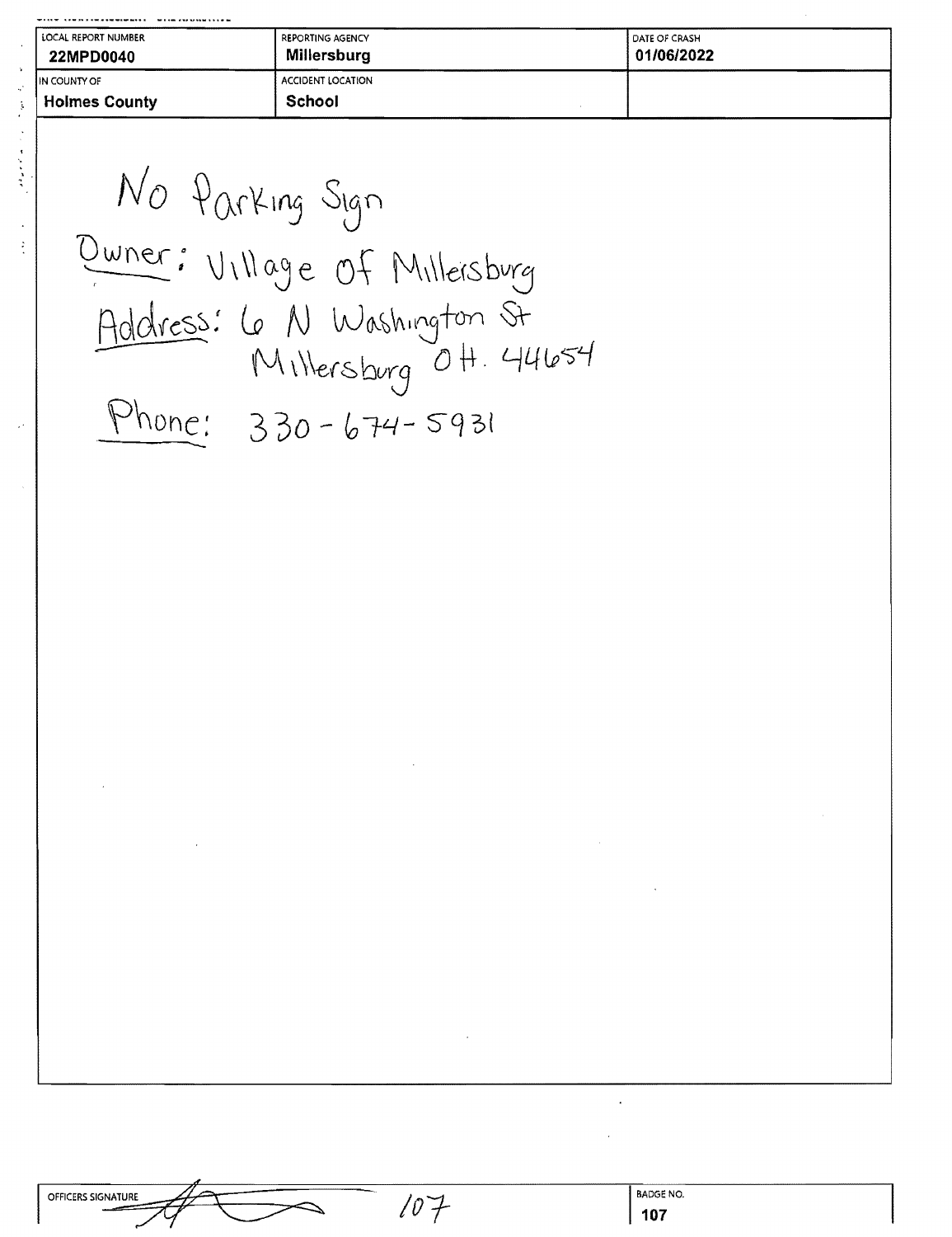| LOCAL REPORT NUMBER | REPORTING AGENCY | DATE OF CRASH |
| --- | --- | --- |
| 22MPD0040 | Millersburg | 01/06/2022 |
| IN COUNTY OF | ACCIDENT LOCATION | |
| Holmes County | School | |

No Parking Sign

Owner: Village Of Millersburg

Address: 6 N Washington St
Millersburg OH. 44654

Phone: 330-674-5931

| OFFICERS SIGNATURE | BADGE NO. |
| --- | --- |
| 107 | 107 |